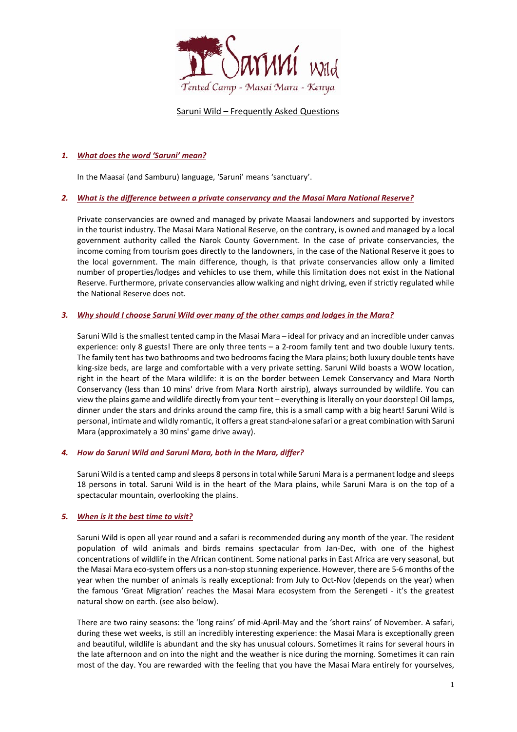Saruni Wild

Tented Camp - Masai Mara - Kenya

# Saruni Wild – Frequently Asked Questions

## 1. *What does the word 'Saruni' mean?*

In the Maasai (and Samburu) language, 'Saruni' means 'sanctuary'.

## 2. *What is the difference between a private conservancy and the Masai Mara National Reserve?*

Private conservancies are owned and managed by private Maasai landowners and supported by investors in the tourist industry. The Masai Mara National Reserve, on the contrary, is owned and managed by a local government authority called the Narok County Government. In the case of private conservancies, the income coming from tourism goes directly to the landowners, in the case of the National Reserve it goes to the local government. The main difference, though, is that private conservancies allow only a limited number of properties/lodges and vehicles to use them, while this limitation does not exist in the National Reserve. Furthermore, private conservancies allow walking and night driving, even if strictly regulated while the National Reserve does not.

## 3. *Why should I choose Saruni Wild over many of the other camps and lodges in the Mara?*

Saruni Wild is the smallest tented camp in the Masai Mara – ideal for privacy and an incredible under canvas experience: only 8 guests! There are only three tents – a 2-room family tent and two double luxury tents. The family tent has two bathrooms and two bedrooms facing the Mara plains; both luxury double tents have king-size beds, are large and comfortable with a very private setting. Saruni Wild boasts a WOW location, right in the heart of the Mara wildlife: it is on the border between Lemek Conservancy and Mara North Conservancy (less than 10 mins' drive from Mara North airstrip), always surrounded by wildlife. You can view the plains game and wildlife directly from your tent – everything is literally on your doorstep! Oil lamps, dinner under the stars and drinks around the camp fire, this is a small camp with a big heart! Saruni Wild is personal, intimate and wildly romantic, it offers a great stand-alone safari or a great combination with Saruni Mara (approximately a 30 mins' game drive away).

## 4. *How do Saruni Wild and Saruni Mara, both in the Mara, differ?*

Saruni Wild is a tented camp and sleeps 8 persons in total while Saruni Mara is a permanent lodge and sleeps 18 persons in total. Saruni Wild is in the heart of the Mara plains, while Saruni Mara is on the top of a spectacular mountain, overlooking the plains.

## 5. *When is it the best time to visit?*

Saruni Wild is open all year round and a safari is recommended during any month of the year. The resident population of wild animals and birds remains spectacular from Jan-Dec, with one of the highest concentrations of wildlife in the African continent. Some national parks in East Africa are very seasonal, but the Masai Mara eco-system offers us a non-stop stunning experience. However, there are 5-6 months of the year when the number of animals is really exceptional: from July to Oct-Nov (depends on the year) when the famous 'Great Migration' reaches the Masai Mara ecosystem from the Serengeti - it's the greatest natural show on earth. (see also below).

There are two rainy seasons: the 'long rains' of mid-April-May and the 'short rains' of November. A safari, during these wet weeks, is still an incredibly interesting experience: the Masai Mara is exceptionally green and beautiful, wildlife is abundant and the sky has unusual colours. Sometimes it rains for several hours in the late afternoon and on into the night and the weather is nice during the morning. Sometimes it can rain most of the day. You are rewarded with the feeling that you have the Masai Mara entirely for yourselves,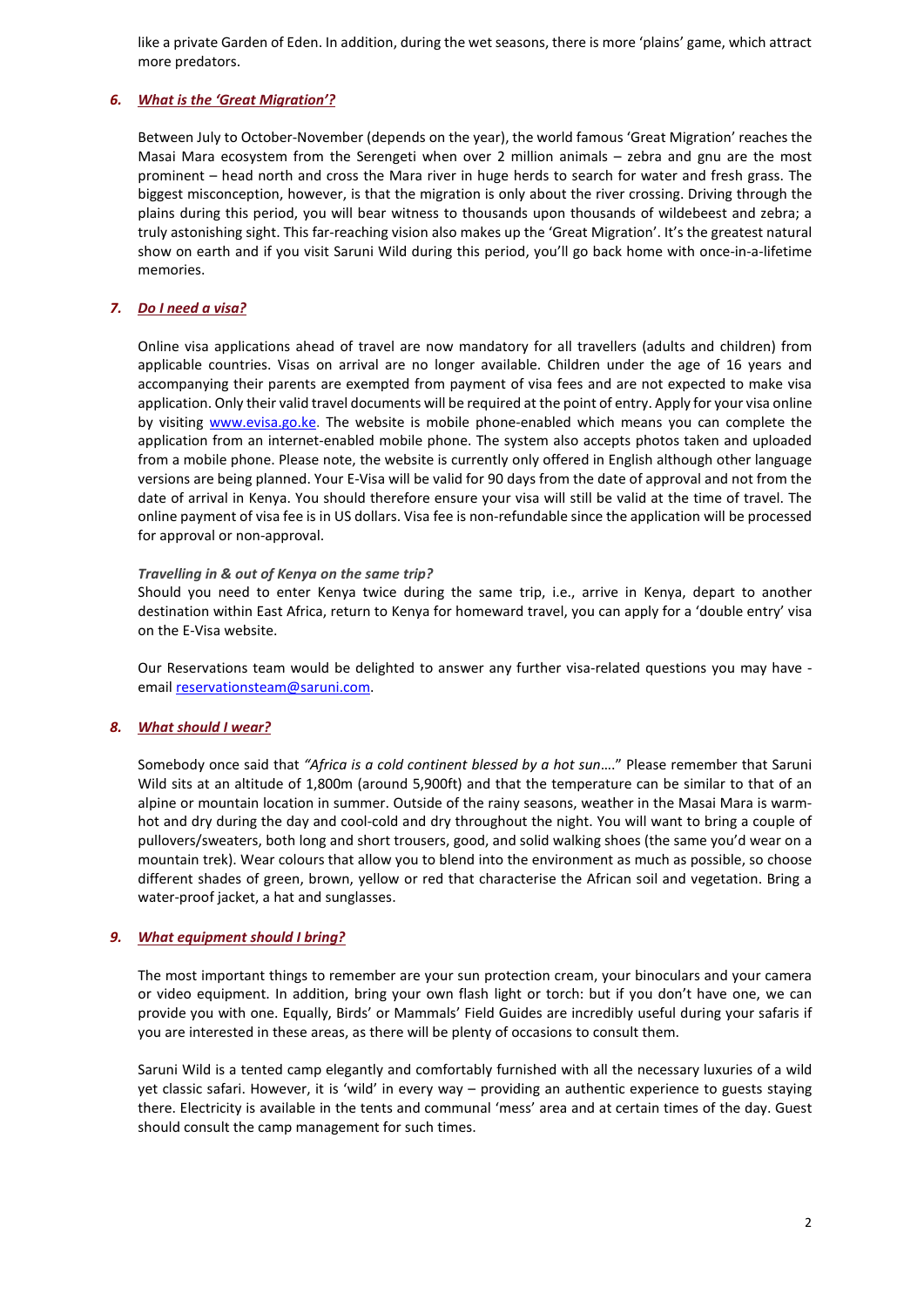like a private Garden of Eden. In addition, during the wet seasons, there is more 'plains' game, which attract more predators.

### 6. *What is the 'Great Migration'?*

Between July to October-November (depends on the year), the world famous 'Great Migration' reaches the Masai Mara ecosystem from the Serengeti when over 2 million animals – zebra and gnu are the most prominent – head north and cross the Mara river in huge herds to search for water and fresh grass. The biggest misconception, however, is that the migration is only about the river crossing. Driving through the plains during this period, you will bear witness to thousands upon thousands of wildebeest and zebra; a truly astonishing sight. This far-reaching vision also makes up the 'Great Migration'. It's the greatest natural show on earth and if you visit Saruni Wild during this period, you'll go back home with once-in-a-lifetime memories.

### 7. *Do I need a visa?*

Online visa applications ahead of travel are now mandatory for all travellers (adults and children) from applicable countries. Visas on arrival are no longer available. Children under the age of 16 years and accompanying their parents are exempted from payment of visa fees and are not expected to make visa application. Only their valid travel documents will be required at the point of entry. Apply for your visa online by visiting [www.evisa.go.ke](http://www.evisa.go.ke). The website is mobile phone-enabled which means you can complete the application from an internet-enabled mobile phone. The system also accepts photos taken and uploaded from a mobile phone. Please note, the website is currently only offered in English although other language versions are being planned. Your E-Visa will be valid for 90 days from the date of approval and not from the date of arrival in Kenya. You should therefore ensure your visa will still be valid at the time of travel. The online payment of visa fee is in US dollars. Visa fee is non-refundable since the application will be processed for approval or non-approval.

*Travelling in & out of Kenya on the same trip?*

Should you need to enter Kenya twice during the same trip, i.e., arrive in Kenya, depart to another destination within East Africa, return to Kenya for homeward travel, you can apply for a 'double entry' visa on the E-Visa website.

Our Reservations team would be delighted to answer any further visa-related questions you may have - email [reservationsteam@saruni.com](mailto:reservationsteam@saruni.com).

### 8. *What should I wear?*

Somebody once said that *"Africa is a cold continent blessed by a hot sun*…." Please remember that Saruni Wild sits at an altitude of 1,800m (around 5,900ft) and that the temperature can be similar to that of an alpine or mountain location in summer. Outside of the rainy seasons, weather in the Masai Mara is warm-hot and dry during the day and cool-cold and dry throughout the night. You will want to bring a couple of pullovers/sweaters, both long and short trousers, good, and solid walking shoes (the same you'd wear on a mountain trek). Wear colours that allow you to blend into the environment as much as possible, so choose different shades of green, brown, yellow or red that characterise the African soil and vegetation. Bring a water-proof jacket, a hat and sunglasses.

### 9. *What equipment should I bring?*

The most important things to remember are your sun protection cream, your binoculars and your camera or video equipment. In addition, bring your own flash light or torch: but if you don't have one, we can provide you with one. Equally, Birds' or Mammals' Field Guides are incredibly useful during your safaris if you are interested in these areas, as there will be plenty of occasions to consult them.

Saruni Wild is a tented camp elegantly and comfortably furnished with all the necessary luxuries of a wild yet classic safari. However, it is 'wild' in every way – providing an authentic experience to guests staying there. Electricity is available in the tents and communal 'mess' area and at certain times of the day. Guest should consult the camp management for such times.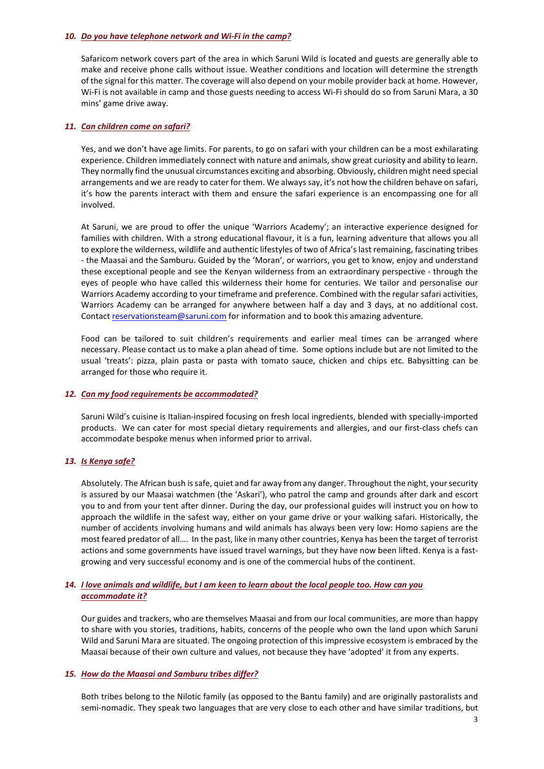### 10. *Do you have telephone network and Wi-Fi in the camp?*

Safaricom network covers part of the area in which Saruni Wild is located and guests are generally able to make and receive phone calls without issue. Weather conditions and location will determine the strength of the signal for this matter. The coverage will also depend on your mobile provider back at home. However, Wi-Fi is not available in camp and those guests needing to access Wi-Fi should do so from Saruni Mara, a 30 mins' game drive away.

### 11. *Can children come on safari?*

Yes, and we don't have age limits. For parents, to go on safari with your children can be a most exhilarating experience. Children immediately connect with nature and animals, show great curiosity and ability to learn. They normally find the unusual circumstances exciting and absorbing. Obviously, children might need special arrangements and we are ready to cater for them. We always say, it's not how the children behave on safari, it's how the parents interact with them and ensure the safari experience is an encompassing one for all involved.

At Saruni, we are proud to offer the unique 'Warriors Academy'; an interactive experience designed for families with children. With a strong educational flavour, it is a fun, learning adventure that allows you all to explore the wilderness, wildlife and authentic lifestyles of two of Africa's last remaining, fascinating tribes - the Maasai and the Samburu. Guided by the 'Moran', or warriors, you get to know, enjoy and understand these exceptional people and see the Kenyan wilderness from an extraordinary perspective - through the eyes of people who have called this wilderness their home for centuries. We tailor and personalise our Warriors Academy according to your timeframe and preference. Combined with the regular safari activities, Warriors Academy can be arranged for anywhere between half a day and 3 days, at no additional cost. Contact reservationsteam@saruni.com for information and to book this amazing adventure.

Food can be tailored to suit children's requirements and earlier meal times can be arranged where necessary. Please contact us to make a plan ahead of time. Some options include but are not limited to the usual 'treats': pizza, plain pasta or pasta with tomato sauce, chicken and chips etc. Babysitting can be arranged for those who require it.

### 12. *Can my food requirements be accommodated?*

Saruni Wild's cuisine is Italian-inspired focusing on fresh local ingredients, blended with specially-imported products. We can cater for most special dietary requirements and allergies, and our first-class chefs can accommodate bespoke menus when informed prior to arrival.

### 13. *Is Kenya safe?*

Absolutely. The African bush is safe, quiet and far away from any danger. Throughout the night, your security is assured by our Maasai watchmen (the 'Askari'), who patrol the camp and grounds after dark and escort you to and from your tent after dinner. During the day, our professional guides will instruct you on how to approach the wildlife in the safest way, either on your game drive or your walking safari. Historically, the number of accidents involving humans and wild animals has always been very low: Homo sapiens are the most feared predator of all…. In the past, like in many other countries, Kenya has been the target of terrorist actions and some governments have issued travel warnings, but they have now been lifted. Kenya is a fast-growing and very successful economy and is one of the commercial hubs of the continent.

### 14. *I love animals and wildlife, but I am keen to learn about the local people too. How can you accommodate it?*

Our guides and trackers, who are themselves Maasai and from our local communities, are more than happy to share with you stories, traditions, habits, concerns of the people who own the land upon which Saruni Wild and Saruni Mara are situated. The ongoing protection of this impressive ecosystem is embraced by the Maasai because of their own culture and values, not because they have 'adopted' it from any experts.

### 15. *How do the Maasai and Samburu tribes differ?*

Both tribes belong to the Nilotic family (as opposed to the Bantu family) and are originally pastoralists and semi-nomadic. They speak two languages that are very close to each other and have similar traditions, but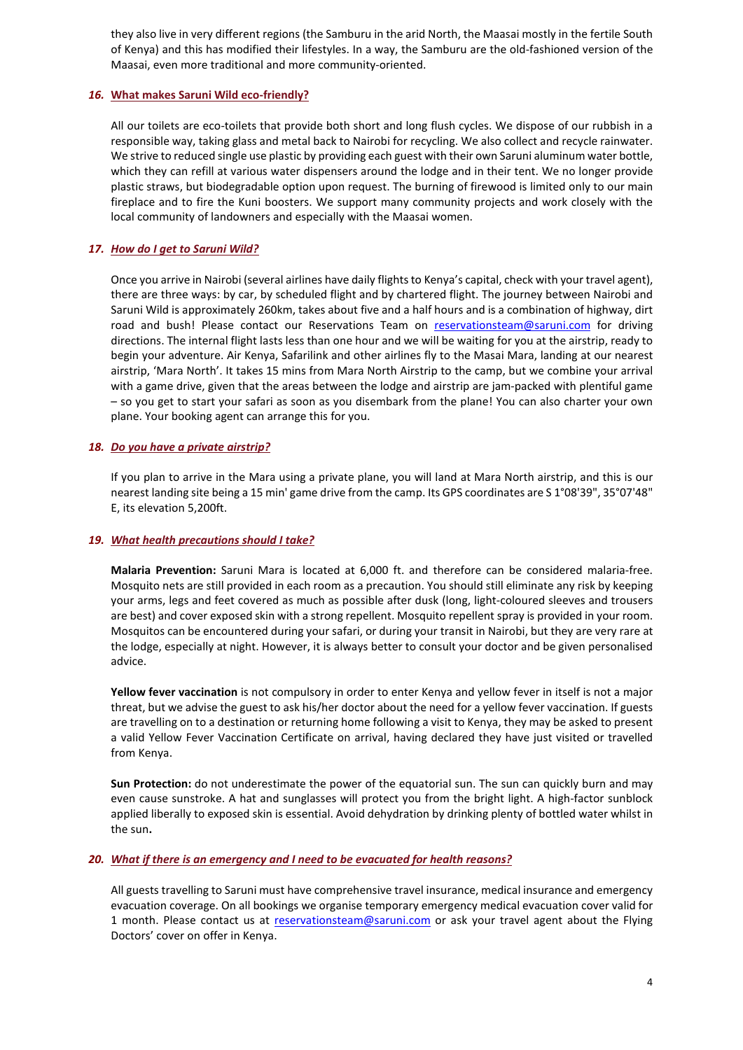they also live in very different regions (the Samburu in the arid North, the Maasai mostly in the fertile South of Kenya) and this has modified their lifestyles. In a way, the Samburu are the old-fashioned version of the Maasai, even more traditional and more community-oriented.

### *16.* ***What makes Saruni Wild eco-friendly?***

All our toilets are eco-toilets that provide both short and long flush cycles. We dispose of our rubbish in a responsible way, taking glass and metal back to Nairobi for recycling. We also collect and recycle rainwater. We strive to reduced single use plastic by providing each guest with their own Saruni aluminum water bottle, which they can refill at various water dispensers around the lodge and in their tent. We no longer provide plastic straws, but biodegradable option upon request. The burning of firewood is limited only to our main fireplace and to fire the Kuni boosters. We support many community projects and work closely with the local community of landowners and especially with the Maasai women.

### *17.* ***How do I get to Saruni Wild?***

Once you arrive in Nairobi (several airlines have daily flights to Kenya's capital, check with your travel agent), there are three ways: by car, by scheduled flight and by chartered flight. The journey between Nairobi and Saruni Wild is approximately 260km, takes about five and a half hours and is a combination of highway, dirt road and bush! Please contact our Reservations Team on reservationsteam@saruni.com for driving directions. The internal flight lasts less than one hour and we will be waiting for you at the airstrip, ready to begin your adventure. Air Kenya, Safarilink and other airlines fly to the Masai Mara, landing at our nearest airstrip, 'Mara North'. It takes 15 mins from Mara North Airstrip to the camp, but we combine your arrival with a game drive, given that the areas between the lodge and airstrip are jam-packed with plentiful game – so you get to start your safari as soon as you disembark from the plane! You can also charter your own plane. Your booking agent can arrange this for you.

### *18.* ***Do you have a private airstrip?***

If you plan to arrive in the Mara using a private plane, you will land at Mara North airstrip, and this is our nearest landing site being a 15 min' game drive from the camp. Its GPS coordinates are S 1°08'39", 35°07'48" E, its elevation 5,200ft.

### *19.* ***What health precautions should I take?***

**Malaria Prevention:** Saruni Mara is located at 6,000 ft. and therefore can be considered malaria-free. Mosquito nets are still provided in each room as a precaution. You should still eliminate any risk by keeping your arms, legs and feet covered as much as possible after dusk (long, light-coloured sleeves and trousers are best) and cover exposed skin with a strong repellent. Mosquito repellent spray is provided in your room. Mosquitos can be encountered during your safari, or during your transit in Nairobi, but they are very rare at the lodge, especially at night. However, it is always better to consult your doctor and be given personalised advice.

**Yellow fever vaccination** is not compulsory in order to enter Kenya and yellow fever in itself is not a major threat, but we advise the guest to ask his/her doctor about the need for a yellow fever vaccination. If guests are travelling on to a destination or returning home following a visit to Kenya, they may be asked to present a valid Yellow Fever Vaccination Certificate on arrival, having declared they have just visited or travelled from Kenya.

**Sun Protection:** do not underestimate the power of the equatorial sun. The sun can quickly burn and may even cause sunstroke. A hat and sunglasses will protect you from the bright light. A high-factor sunblock applied liberally to exposed skin is essential. Avoid dehydration by drinking plenty of bottled water whilst in the sun**.**

### *20.* ***What if there is an emergency and I need to be evacuated for health reasons?***

All guests travelling to Saruni must have comprehensive travel insurance, medical insurance and emergency evacuation coverage. On all bookings we organise temporary emergency medical evacuation cover valid for 1 month. Please contact us at reservationsteam@saruni.com or ask your travel agent about the Flying Doctors' cover on offer in Kenya.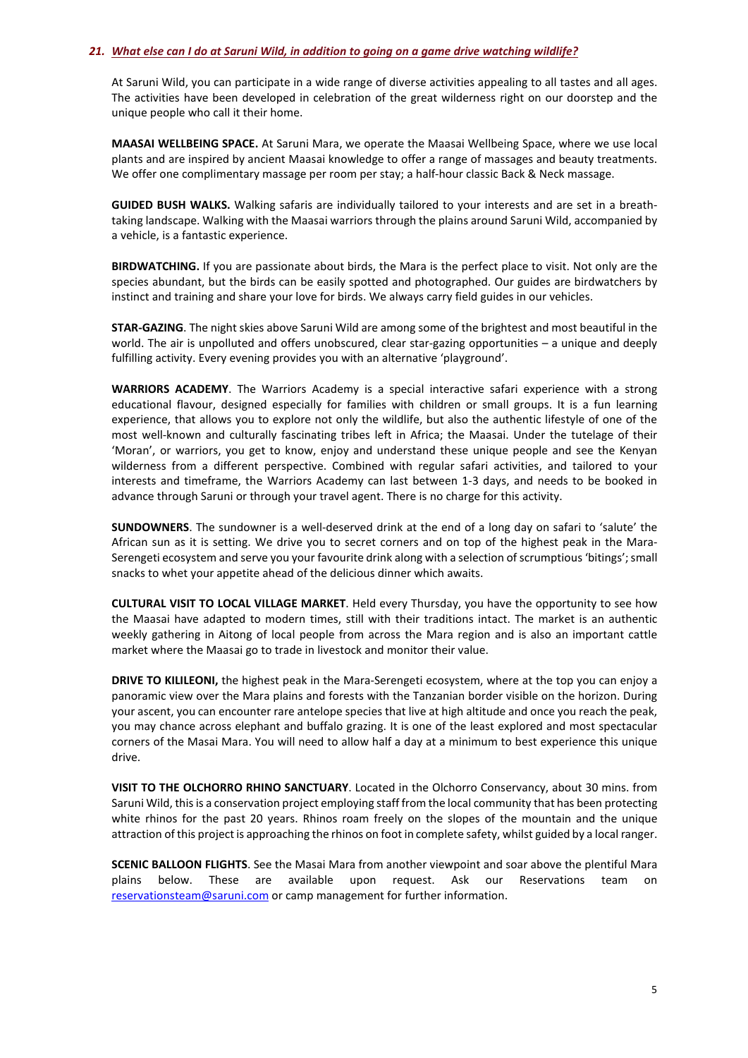### *21. What else can I do at Saruni Wild, in addition to going on a game drive watching wildlife?*

At Saruni Wild, you can participate in a wide range of diverse activities appealing to all tastes and all ages. The activities have been developed in celebration of the great wilderness right on our doorstep and the unique people who call it their home.

**MAASAI WELLBEING SPACE.** At Saruni Mara, we operate the Maasai Wellbeing Space, where we use local plants and are inspired by ancient Maasai knowledge to offer a range of massages and beauty treatments. We offer one complimentary massage per room per stay; a half-hour classic Back & Neck massage.

**GUIDED BUSH WALKS.** Walking safaris are individually tailored to your interests and are set in a breath-taking landscape. Walking with the Maasai warriors through the plains around Saruni Wild, accompanied by a vehicle, is a fantastic experience.

**BIRDWATCHING.** If you are passionate about birds, the Mara is the perfect place to visit. Not only are the species abundant, but the birds can be easily spotted and photographed. Our guides are birdwatchers by instinct and training and share your love for birds. We always carry field guides in our vehicles.

**STAR-GAZING**. The night skies above Saruni Wild are among some of the brightest and most beautiful in the world. The air is unpolluted and offers unobscured, clear star-gazing opportunities – a unique and deeply fulfilling activity. Every evening provides you with an alternative 'playground'.

**WARRIORS ACADEMY**. The Warriors Academy is a special interactive safari experience with a strong educational flavour, designed especially for families with children or small groups. It is a fun learning experience, that allows you to explore not only the wildlife, but also the authentic lifestyle of one of the most well-known and culturally fascinating tribes left in Africa; the Maasai. Under the tutelage of their 'Moran', or warriors, you get to know, enjoy and understand these unique people and see the Kenyan wilderness from a different perspective. Combined with regular safari activities, and tailored to your interests and timeframe, the Warriors Academy can last between 1-3 days, and needs to be booked in advance through Saruni or through your travel agent. There is no charge for this activity.

**SUNDOWNERS**. The sundowner is a well-deserved drink at the end of a long day on safari to 'salute' the African sun as it is setting. We drive you to secret corners and on top of the highest peak in the Mara-Serengeti ecosystem and serve you your favourite drink along with a selection of scrumptious 'bitings'; small snacks to whet your appetite ahead of the delicious dinner which awaits.

**CULTURAL VISIT TO LOCAL VILLAGE MARKET**. Held every Thursday, you have the opportunity to see how the Maasai have adapted to modern times, still with their traditions intact. The market is an authentic weekly gathering in Aitong of local people from across the Mara region and is also an important cattle market where the Maasai go to trade in livestock and monitor their value.

**DRIVE TO KILILEONI,** the highest peak in the Mara-Serengeti ecosystem, where at the top you can enjoy a panoramic view over the Mara plains and forests with the Tanzanian border visible on the horizon. During your ascent, you can encounter rare antelope species that live at high altitude and once you reach the peak, you may chance across elephant and buffalo grazing. It is one of the least explored and most spectacular corners of the Masai Mara. You will need to allow half a day at a minimum to best experience this unique drive.

**VISIT TO THE OLCHORRO RHINO SANCTUARY**. Located in the Olchorro Conservancy, about 30 mins. from Saruni Wild, this is a conservation project employing staff from the local community that has been protecting white rhinos for the past 20 years. Rhinos roam freely on the slopes of the mountain and the unique attraction of this project is approaching the rhinos on foot in complete safety, whilst guided by a local ranger.

**SCENIC BALLOON FLIGHTS**. See the Masai Mara from another viewpoint and soar above the plentiful Mara plains below. These are available upon request. Ask our Reservations team on reservationsteam@saruni.com or camp management for further information.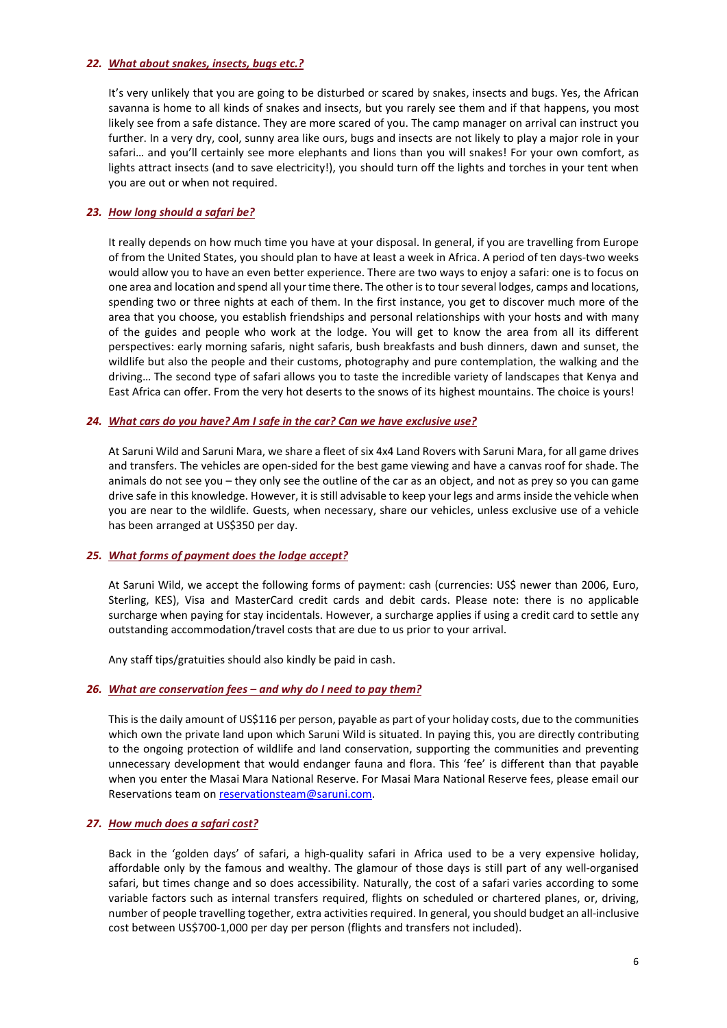### 22. ***What about snakes, insects, bugs etc.?***

It's very unlikely that you are going to be disturbed or scared by snakes, insects and bugs. Yes, the African savanna is home to all kinds of snakes and insects, but you rarely see them and if that happens, you most likely see from a safe distance. They are more scared of you. The camp manager on arrival can instruct you further. In a very dry, cool, sunny area like ours, bugs and insects are not likely to play a major role in your safari… and you'll certainly see more elephants and lions than you will snakes! For your own comfort, as lights attract insects (and to save electricity!), you should turn off the lights and torches in your tent when you are out or when not required.

### 23. ***How long should a safari be?***

It really depends on how much time you have at your disposal. In general, if you are travelling from Europe of from the United States, you should plan to have at least a week in Africa. A period of ten days-two weeks would allow you to have an even better experience. There are two ways to enjoy a safari: one is to focus on one area and location and spend all your time there. The other is to tour several lodges, camps and locations, spending two or three nights at each of them. In the first instance, you get to discover much more of the area that you choose, you establish friendships and personal relationships with your hosts and with many of the guides and people who work at the lodge. You will get to know the area from all its different perspectives: early morning safaris, night safaris, bush breakfasts and bush dinners, dawn and sunset, the wildlife but also the people and their customs, photography and pure contemplation, the walking and the driving… The second type of safari allows you to taste the incredible variety of landscapes that Kenya and East Africa can offer. From the very hot deserts to the snows of its highest mountains. The choice is yours!

### 24. ***What cars do you have? Am I safe in the car? Can we have exclusive use?***

At Saruni Wild and Saruni Mara, we share a fleet of six 4x4 Land Rovers with Saruni Mara, for all game drives and transfers. The vehicles are open-sided for the best game viewing and have a canvas roof for shade. The animals do not see you – they only see the outline of the car as an object, and not as prey so you can game drive safe in this knowledge. However, it is still advisable to keep your legs and arms inside the vehicle when you are near to the wildlife. Guests, when necessary, share our vehicles, unless exclusive use of a vehicle has been arranged at US$350 per day.

### 25. ***What forms of payment does the lodge accept?***

At Saruni Wild, we accept the following forms of payment: cash (currencies: US$ newer than 2006, Euro, Sterling, KES), Visa and MasterCard credit cards and debit cards. Please note: there is no applicable surcharge when paying for stay incidentals. However, a surcharge applies if using a credit card to settle any outstanding accommodation/travel costs that are due to us prior to your arrival.

Any staff tips/gratuities should also kindly be paid in cash.

### 26. ***What are conservation fees – and why do I need to pay them?***

This is the daily amount of US$116 per person, payable as part of your holiday costs, due to the communities which own the private land upon which Saruni Wild is situated. In paying this, you are directly contributing to the ongoing protection of wildlife and land conservation, supporting the communities and preventing unnecessary development that would endanger fauna and flora. This 'fee' is different than that payable when you enter the Masai Mara National Reserve. For Masai Mara National Reserve fees, please email our Reservations team on reservationsteam@saruni.com.

### 27. ***How much does a safari cost?***

Back in the 'golden days' of safari, a high-quality safari in Africa used to be a very expensive holiday, affordable only by the famous and wealthy. The glamour of those days is still part of any well-organised safari, but times change and so does accessibility. Naturally, the cost of a safari varies according to some variable factors such as internal transfers required, flights on scheduled or chartered planes, or, driving, number of people travelling together, extra activities required. In general, you should budget an all-inclusive cost between US$700-1,000 per day per person (flights and transfers not included).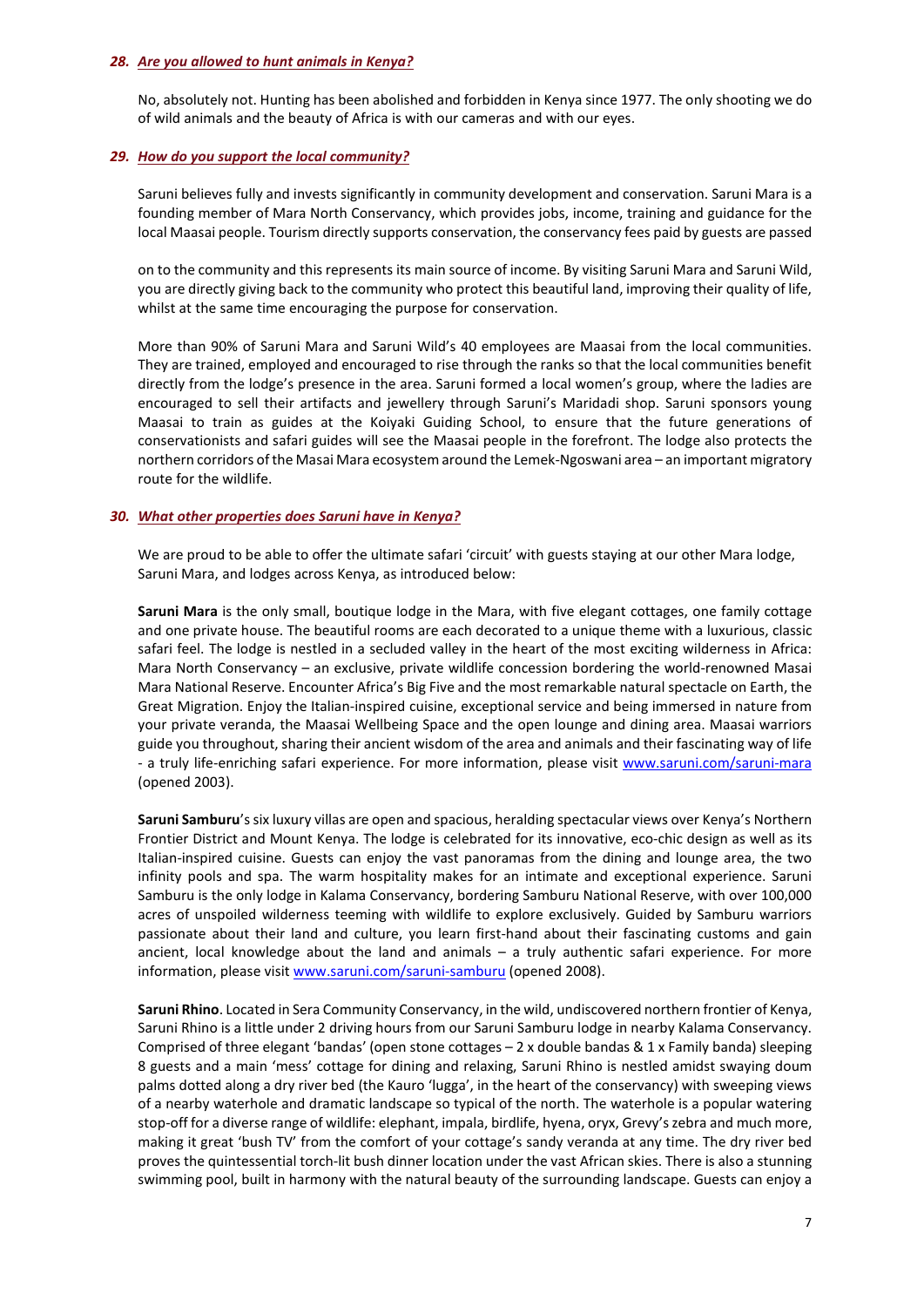### *28. Are you allowed to hunt animals in Kenya?*

No, absolutely not. Hunting has been abolished and forbidden in Kenya since 1977. The only shooting we do of wild animals and the beauty of Africa is with our cameras and with our eyes.

### *29. How do you support the local community?*

Saruni believes fully and invests significantly in community development and conservation. Saruni Mara is a founding member of Mara North Conservancy, which provides jobs, income, training and guidance for the local Maasai people. Tourism directly supports conservation, the conservancy fees paid by guests are passed

on to the community and this represents its main source of income. By visiting Saruni Mara and Saruni Wild, you are directly giving back to the community who protect this beautiful land, improving their quality of life, whilst at the same time encouraging the purpose for conservation.

More than 90% of Saruni Mara and Saruni Wild's 40 employees are Maasai from the local communities. They are trained, employed and encouraged to rise through the ranks so that the local communities benefit directly from the lodge's presence in the area. Saruni formed a local women's group, where the ladies are encouraged to sell their artifacts and jewellery through Saruni's Maridadi shop. Saruni sponsors young Maasai to train as guides at the Koiyaki Guiding School, to ensure that the future generations of conservationists and safari guides will see the Maasai people in the forefront. The lodge also protects the northern corridors of the Masai Mara ecosystem around the Lemek-Ngoswani area – an important migratory route for the wildlife.

### *30. What other properties does Saruni have in Kenya?*

We are proud to be able to offer the ultimate safari 'circuit' with guests staying at our other Mara lodge, Saruni Mara, and lodges across Kenya, as introduced below:

**Saruni Mara** is the only small, boutique lodge in the Mara, with five elegant cottages, one family cottage and one private house. The beautiful rooms are each decorated to a unique theme with a luxurious, classic safari feel. The lodge is nestled in a secluded valley in the heart of the most exciting wilderness in Africa: Mara North Conservancy – an exclusive, private wildlife concession bordering the world-renowned Masai Mara National Reserve. Encounter Africa's Big Five and the most remarkable natural spectacle on Earth, the Great Migration. Enjoy the Italian-inspired cuisine, exceptional service and being immersed in nature from your private veranda, the Maasai Wellbeing Space and the open lounge and dining area. Maasai warriors guide you throughout, sharing their ancient wisdom of the area and animals and their fascinating way of life - a truly life-enriching safari experience. For more information, please visit [www.saruni.com/saruni-mara](http://www.saruni.com/saruni-mara) (opened 2003).

**Saruni Samburu**'s six luxury villas are open and spacious, heralding spectacular views over Kenya's Northern Frontier District and Mount Kenya. The lodge is celebrated for its innovative, eco-chic design as well as its Italian-inspired cuisine. Guests can enjoy the vast panoramas from the dining and lounge area, the two infinity pools and spa. The warm hospitality makes for an intimate and exceptional experience. Saruni Samburu is the only lodge in Kalama Conservancy, bordering Samburu National Reserve, with over 100,000 acres of unspoiled wilderness teeming with wildlife to explore exclusively. Guided by Samburu warriors passionate about their land and culture, you learn first-hand about their fascinating customs and gain ancient, local knowledge about the land and animals – a truly authentic safari experience. For more information, please visit [www.saruni.com/saruni-samburu](http://www.saruni.com/saruni-samburu) (opened 2008).

**Saruni Rhino**. Located in Sera Community Conservancy, in the wild, undiscovered northern frontier of Kenya, Saruni Rhino is a little under 2 driving hours from our Saruni Samburu lodge in nearby Kalama Conservancy. Comprised of three elegant 'bandas' (open stone cottages – 2 x double bandas & 1 x Family banda) sleeping 8 guests and a main 'mess' cottage for dining and relaxing, Saruni Rhino is nestled amidst swaying doum palms dotted along a dry river bed (the Kauro 'lugga', in the heart of the conservancy) with sweeping views of a nearby waterhole and dramatic landscape so typical of the north. The waterhole is a popular watering stop-off for a diverse range of wildlife: elephant, impala, birdlife, hyena, oryx, Grevy's zebra and much more, making it great 'bush TV' from the comfort of your cottage's sandy veranda at any time. The dry river bed proves the quintessential torch-lit bush dinner location under the vast African skies. There is also a stunning swimming pool, built in harmony with the natural beauty of the surrounding landscape. Guests can enjoy a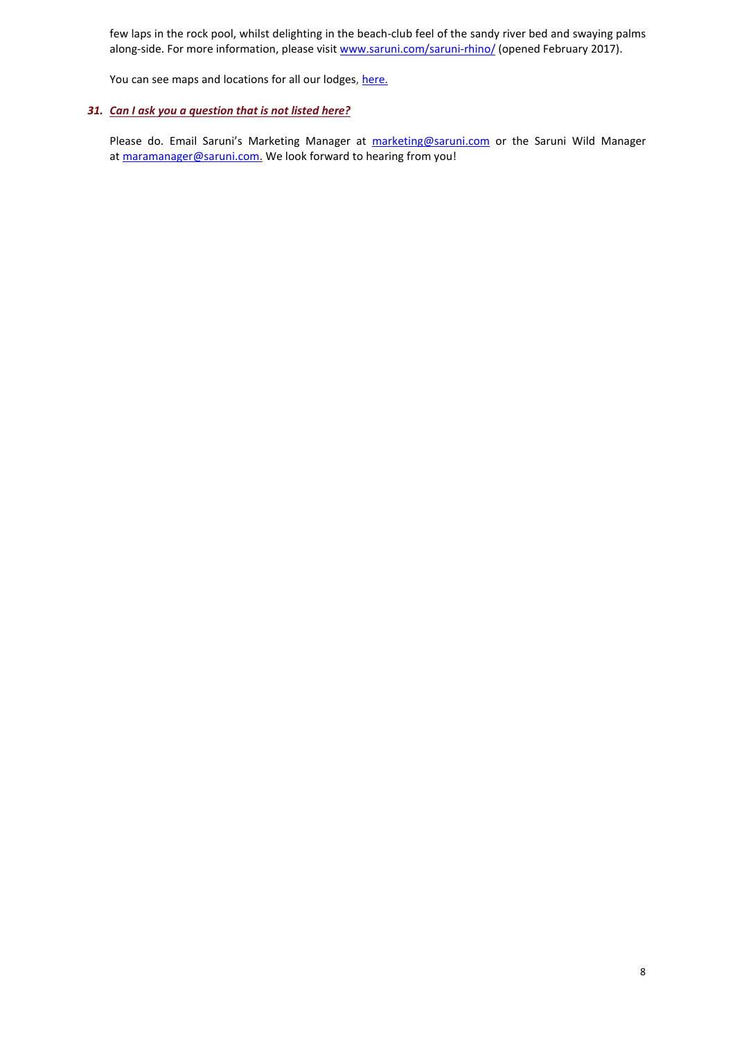few laps in the rock pool, whilst delighting in the beach-club feel of the sandy river bed and swaying palms along-side. For more information, please visit [www.saruni.com/saruni-rhino/](http://www.saruni.com/saruni-rhino/) (opened February 2017).

You can see maps and locations for all our lodges, here.

### *31. Can I ask you a question that is not listed here?*

Please do. Email Saruni's Marketing Manager at [marketing@saruni.com](mailto:marketing@saruni.com) or the Saruni Wild Manager at [maramanager@saruni.com](mailto:maramanager@saruni.com). We look forward to hearing from you!